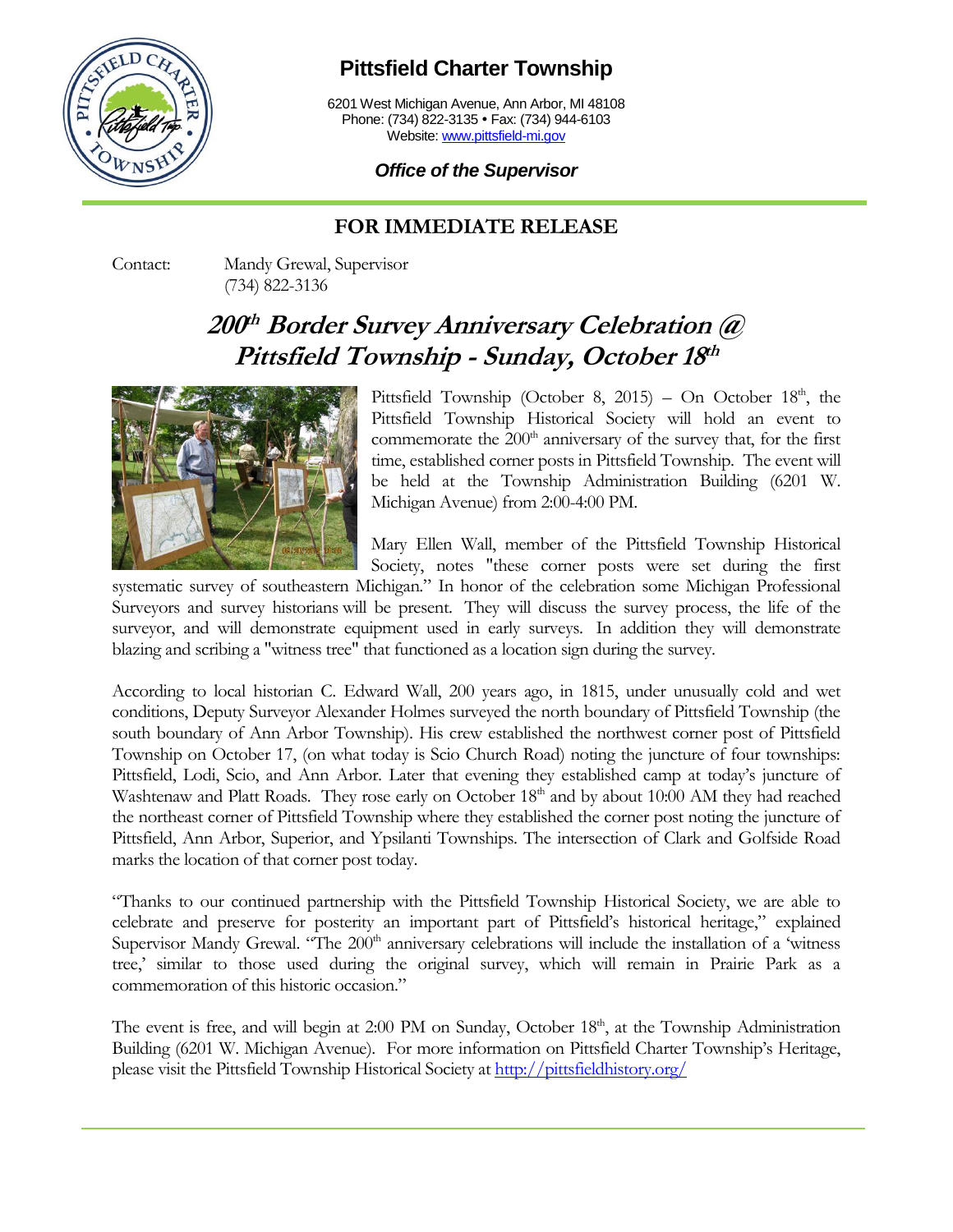# Pittsfield Charter Township

6201 West Michigan Avenue, Ann Arbor, MI 48108
Phone: (734) 822-3135 • Fax: (734) 944-6103
Website: [www.pittsfield-mi.gov](http://www.pittsfield-mi.gov)

***Office of the Supervisor***

## FOR IMMEDIATE RELEASE

Contact: Mandy Grewal, Supervisor
(734) 822-3136

# 200th Border Survey Anniversary Celebration @ Pittsfield Township - Sunday, October 18th

Pittsfield Township (October 8, 2015) – On October 18th, the Pittsfield Township Historical Society will hold an event to commemorate the 200th anniversary of the survey that, for the first time, established corner posts in Pittsfield Township. The event will be held at the Township Administration Building (6201 W. Michigan Avenue) from 2:00-4:00 PM.

Mary Ellen Wall, member of the Pittsfield Township Historical Society, notes "these corner posts were set during the first systematic survey of southeastern Michigan." In honor of the celebration some Michigan Professional Surveyors and survey historians will be present. They will discuss the survey process, the life of the surveyor, and will demonstrate equipment used in early surveys. In addition they will demonstrate blazing and scribing a "witness tree" that functioned as a location sign during the survey.

According to local historian C. Edward Wall, 200 years ago, in 1815, under unusually cold and wet conditions, Deputy Surveyor Alexander Holmes surveyed the north boundary of Pittsfield Township (the south boundary of Ann Arbor Township). His crew established the northwest corner post of Pittsfield Township on October 17, (on what today is Scio Church Road) noting the juncture of four townships: Pittsfield, Lodi, Scio, and Ann Arbor. Later that evening they established camp at today's juncture of Washtenaw and Platt Roads. They rose early on October 18th and by about 10:00 AM they had reached the northeast corner of Pittsfield Township where they established the corner post noting the juncture of Pittsfield, Ann Arbor, Superior, and Ypsilanti Townships. The intersection of Clark and Golfside Road marks the location of that corner post today.

"Thanks to our continued partnership with the Pittsfield Township Historical Society, we are able to celebrate and preserve for posterity an important part of Pittsfield's historical heritage," explained Supervisor Mandy Grewal. "The 200th anniversary celebrations will include the installation of a 'witness tree,' similar to those used during the original survey, which will remain in Prairie Park as a commemoration of this historic occasion."

The event is free, and will begin at 2:00 PM on Sunday, October 18th, at the Township Administration Building (6201 W. Michigan Avenue). For more information on Pittsfield Charter Township's Heritage, please visit the Pittsfield Township Historical Society at [http://pittsfieldhistory.org/](http://pittsfieldhistory.org/)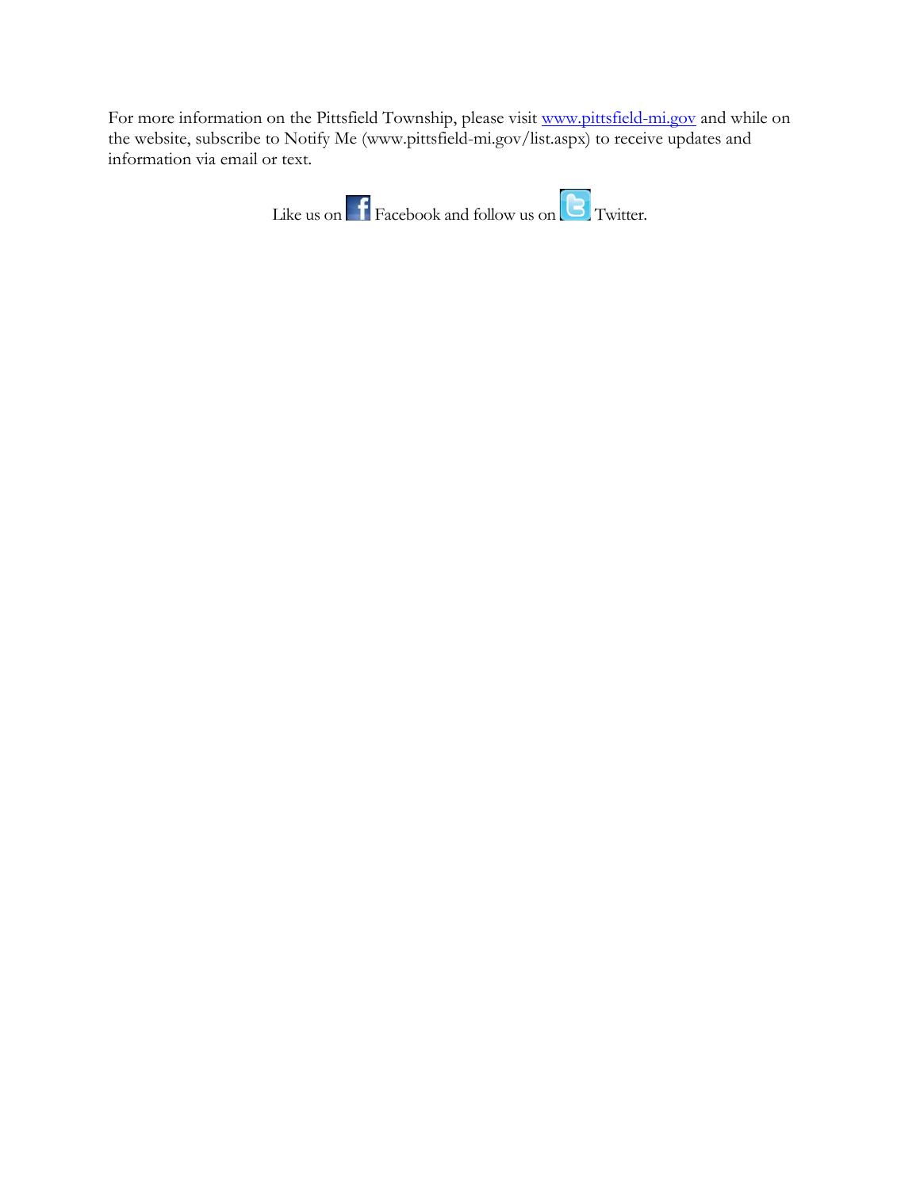For more information on the Pittsfield Township, please visit [www.pittsfield-mi.gov](http://www.pittsfield-mi.gov) and while on the website, subscribe to Notify Me (www.pittsfield-mi.gov/list.aspx) to receive updates and information via email or text.

Like us on Facebook and follow us on Twitter.